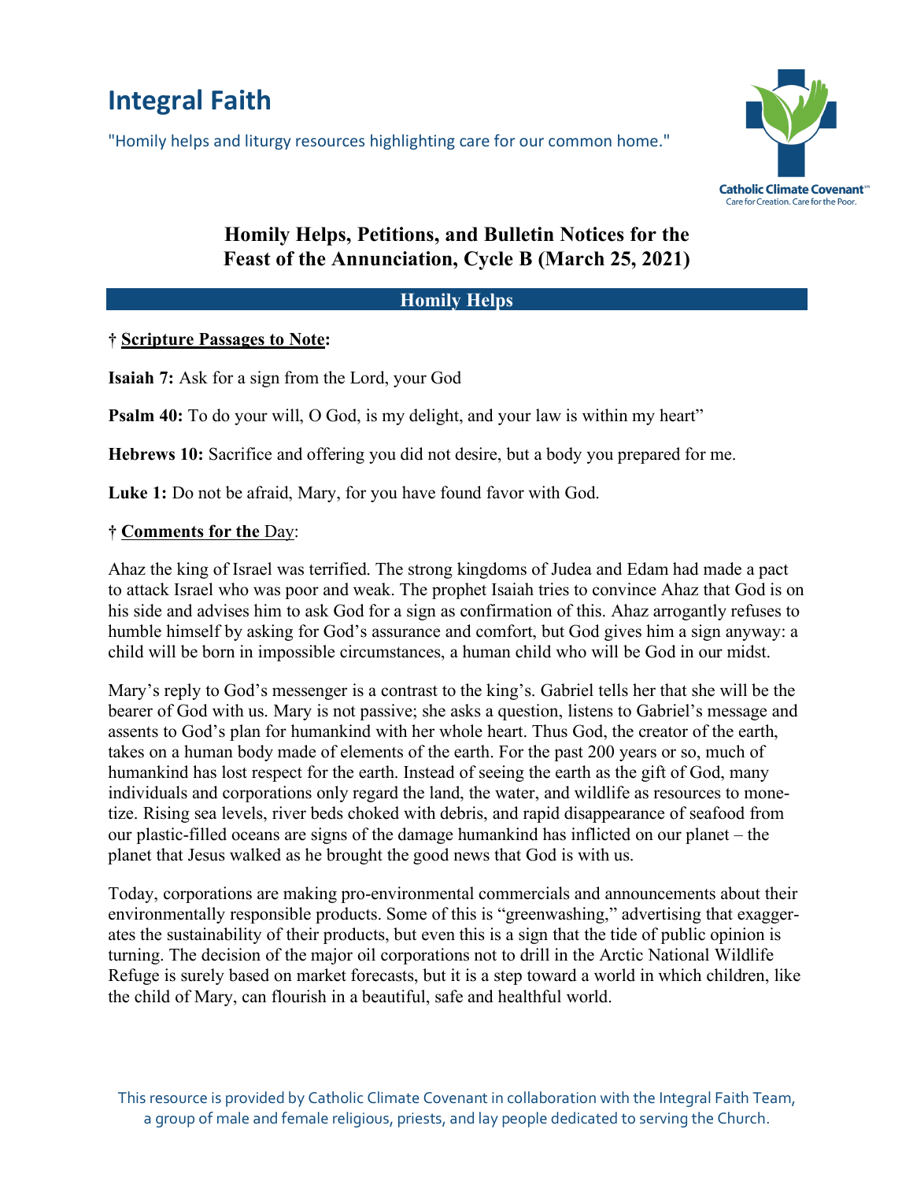# Integral Faith

"Homily helps and liturgy resources highlighting care for our common home."

Catholic Climate Covenant
Care for Creation. Care for the Poor.

## Homily Helps, Petitions, and Bulletin Notices for the Feast of the Annunciation, Cycle B (March 25, 2021)

### Homily Helps

**† Scripture Passages to Note:**

**Isaiah 7:** Ask for a sign from the Lord, your God

**Psalm 40:** To do your will, O God, is my delight, and your law is within my heart"

**Hebrews 10:** Sacrifice and offering you did not desire, but a body you prepared for me.

**Luke 1:** Do not be afraid, Mary, for you have found favor with God.

**† Comments for the Day:**

Ahaz the king of Israel was terrified. The strong kingdoms of Judea and Edam had made a pact to attack Israel who was poor and weak. The prophet Isaiah tries to convince Ahaz that God is on his side and advises him to ask God for a sign as confirmation of this. Ahaz arrogantly refuses to humble himself by asking for God's assurance and comfort, but God gives him a sign anyway: a child will be born in impossible circumstances, a human child who will be God in our midst.

Mary's reply to God's messenger is a contrast to the king's. Gabriel tells her that she will be the bearer of God with us. Mary is not passive; she asks a question, listens to Gabriel's message and assents to God's plan for humankind with her whole heart. Thus God, the creator of the earth, takes on a human body made of elements of the earth. For the past 200 years or so, much of humankind has lost respect for the earth. Instead of seeing the earth as the gift of God, many individuals and corporations only regard the land, the water, and wildlife as resources to monetize. Rising sea levels, river beds choked with debris, and rapid disappearance of seafood from our plastic-filled oceans are signs of the damage humankind has inflicted on our planet – the planet that Jesus walked as he brought the good news that God is with us.

Today, corporations are making pro-environmental commercials and announcements about their environmentally responsible products. Some of this is "greenwashing," advertising that exaggerates the sustainability of their products, but even this is a sign that the tide of public opinion is turning. The decision of the major oil corporations not to drill in the Arctic National Wildlife Refuge is surely based on market forecasts, but it is a step toward a world in which children, like the child of Mary, can flourish in a beautiful, safe and healthful world.

This resource is provided by Catholic Climate Covenant in collaboration with the Integral Faith Team, a group of male and female religious, priests, and lay people dedicated to serving the Church.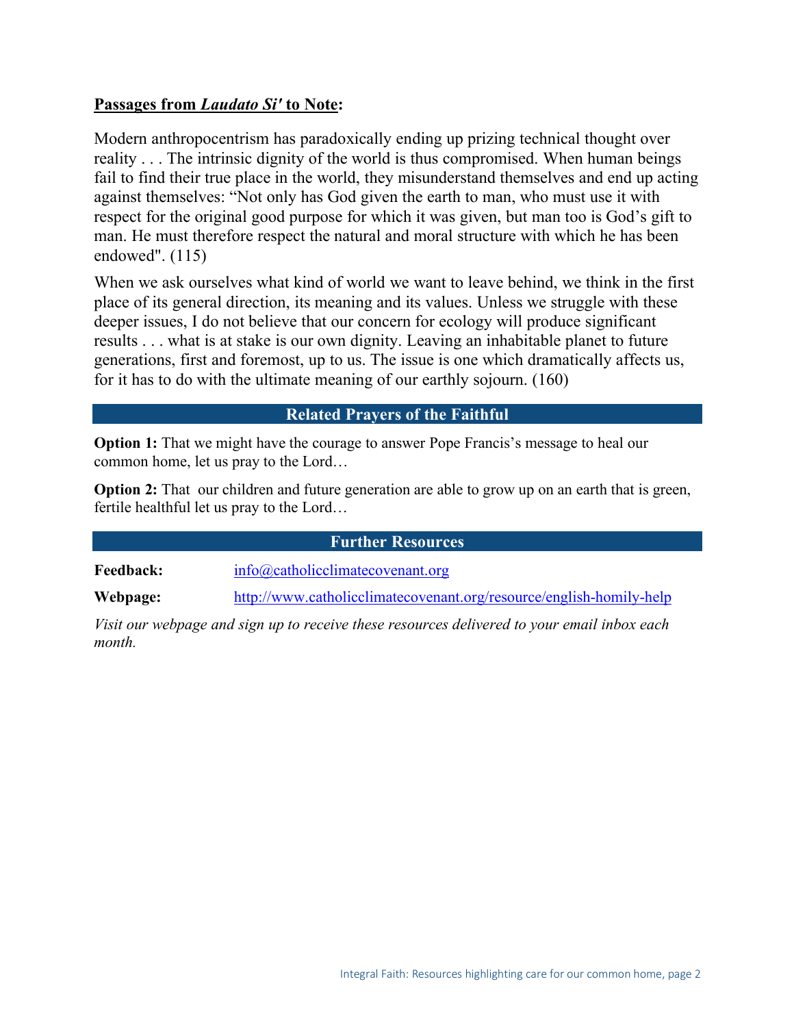**Passages from *Laudato Si'* to Note:**

Modern anthropocentrism has paradoxically ending up prizing technical thought over reality . . . The intrinsic dignity of the world is thus compromised. When human beings fail to find their true place in the world, they misunderstand themselves and end up acting against themselves: "Not only has God given the earth to man, who must use it with respect for the original good purpose for which it was given, but man too is God's gift to man. He must therefore respect the natural and moral structure with which he has been endowed". (115)

When we ask ourselves what kind of world we want to leave behind, we think in the first place of its general direction, its meaning and its values. Unless we struggle with these deeper issues, I do not believe that our concern for ecology will produce significant results . . . what is at stake is our own dignity. Leaving an inhabitable planet to future generations, first and foremost, up to us. The issue is one which dramatically affects us, for it has to do with the ultimate meaning of our earthly sojourn. (160)

## Related Prayers of the Faithful

**Option 1:** That we might have the courage to answer Pope Francis's message to heal our common home, let us pray to the Lord…

**Option 2:** That our children and future generation are able to grow up on an earth that is green, fertile healthful let us pray to the Lord…

## Further Resources

**Feedback:** info@catholicclimatecovenant.org

**Webpage:** http://www.catholicclimatecovenant.org/resource/english-homily-help

*Visit our webpage and sign up to receive these resources delivered to your email inbox each month.*